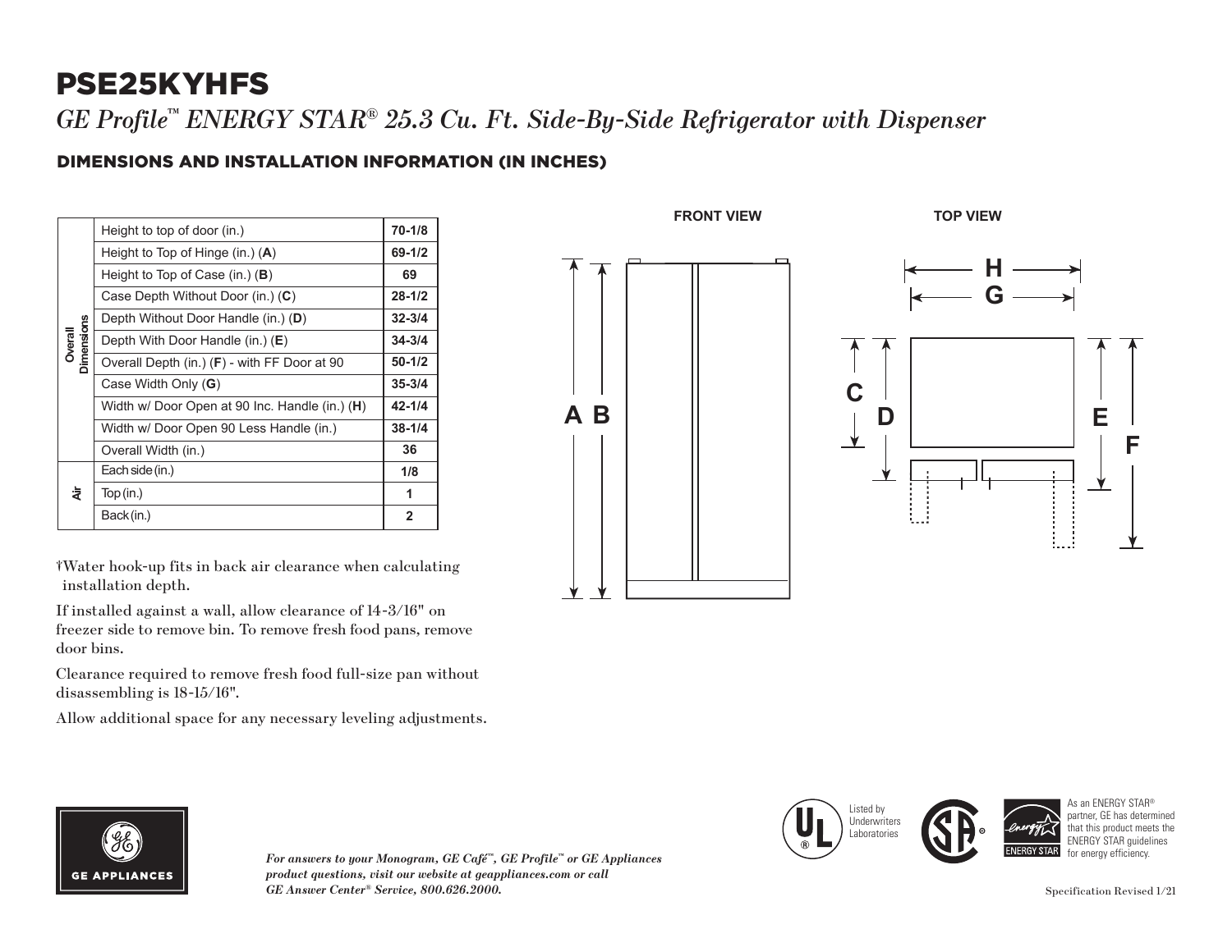# PSE25KYHFS

*GE Profile™ ENERGY STAR® 25.3 Cu. Ft. Side-By-Side Refrigerator with Dispenser*

## DIMENSIONS AND INSTALLATION INFORMATION (IN INCHES)

| | | |
|---|---|---|
| Overall Dimensions | Height to top of door (in.) | 70-1/8 |
| | Height to Top of Hinge (in.) (**A**) | 69-1/2 |
| | Height to Top of Case (in.) (**B**) | 69 |
| | Case Depth Without Door (in.) (**C**) | 28-1/2 |
| | Depth Without Door Handle (in.) (**D**) | 32-3/4 |
| | Depth With Door Handle (in.) (**E**) | 34-3/4 |
| | Overall Depth (in.) (**F**) - with FF Door at 90 | 50-1/2 |
| | Case Width Only (**G**) | 35-3/4 |
| | Width w/ Door Open at 90 Inc. Handle (in.) (**H**) | 42-1/4 |
| | Width w/ Door Open 90 Less Handle (in.) | 38-1/4 |
| | Overall Width (in.) | 36 |
| Air | Each side (in.) | 1/8 |
| | Top (in.) | 1 |
| | Back (in.) | 2 |

†Water hook-up fits in back air clearance when calculating installation depth.

If installed against a wall, allow clearance of 14-3/16" on freezer side to remove bin. To remove fresh food pans, remove door bins.

Clearance required to remove fresh food full-size pan without disassembling is 18-15/16".

Allow additional space for any necessary leveling adjustments.

FRONT VIEW

TOP VIEW

*For answers to your Monogram, GE Café™, GE Profile™ or GE Appliances product questions, visit our website at geappliances.com or call GE Answer Center® Service, 800.626.2000.*

Listed by Underwriters Laboratories

As an ENERGY STAR® partner, GE has determined that this product meets the ENERGY STAR guidelines for energy efficiency.

Specification Revised 1/21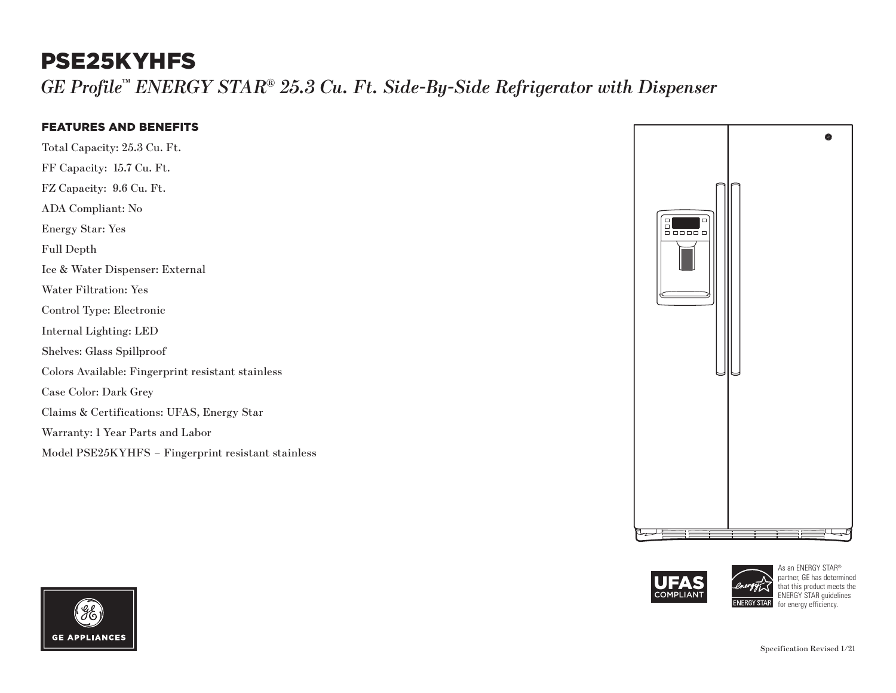# PSE25KYHFS

*GE Profile™ ENERGY STAR® 25.3 Cu. Ft. Side-By-Side Refrigerator with Dispenser*

## FEATURES AND BENEFITS

Total Capacity: 25.3 Cu. Ft.

FF Capacity: 15.7 Cu. Ft.

FZ Capacity: 9.6 Cu. Ft.

ADA Compliant: No

Energy Star: Yes

Full Depth

Ice & Water Dispenser: External

Water Filtration: Yes

Control Type: Electronic

Internal Lighting: LED

Shelves: Glass Spillproof

Colors Available: Fingerprint resistant stainless

Case Color: Dark Grey

Claims & Certifications: UFAS, Energy Star

Warranty: 1 Year Parts and Labor

Model PSE25KYHFS – Fingerprint resistant stainless

UFAS COMPLIANT

ENERGY STAR

As an ENERGY STAR® partner, GE has determined that this product meets the ENERGY STAR guidelines for energy efficiency.

GE APPLIANCES

Specification Revised 1/21